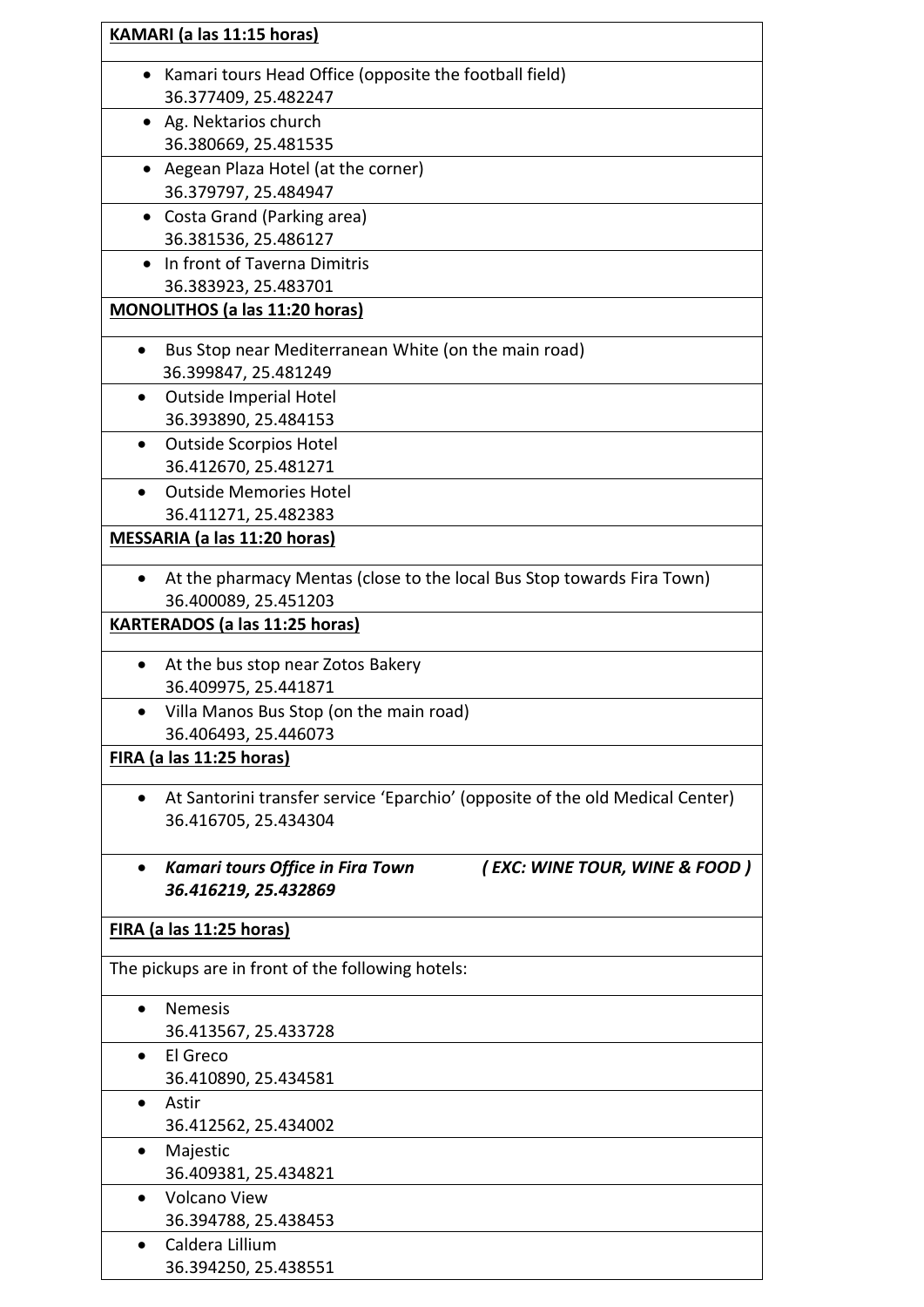**KAMARI (a las 11:15 horas)**

- Kamari tours Head Office (opposite the football field)
  36.377409, 25.482247
- Ag. Nektarios church
  36.380669, 25.481535
- Aegean Plaza Hotel (at the corner)
  36.379797, 25.484947
- Costa Grand (Parking area)
  36.381536, 25.486127
- In front of Taverna Dimitris
  36.383923, 25.483701

**MONOLITHOS (a las 11:20 horas)**

- Bus Stop near Mediterranean White (on the main road)
  36.399847, 25.481249
- Outside Imperial Hotel
  36.393890, 25.484153
- Outside Scorpios Hotel
  36.412670, 25.481271
- Outside Memories Hotel
  36.411271, 25.482383

**MESSARIA (a las 11:20 horas)**

- At the pharmacy Mentas (close to the local Bus Stop towards Fira Town)
  36.400089, 25.451203

**KARTERADOS (a las 11:25 horas)**

- At the bus stop near Zotos Bakery
  36.409975, 25.441871
- Villa Manos Bus Stop (on the main road)
  36.406493, 25.446073

**FIRA (a las 11:25 horas)**

- At Santorini transfer service 'Eparchio' (opposite of the old Medical Center)
  36.416705, 25.434304
- ***Kamari tours Office in Fira Town ( EXC: WINE TOUR, WINE & FOOD )***
  ***36.416219, 25.432869***

**FIRA (a las 11:25 horas)**

The pickups are in front of the following hotels:

- Nemesis
  36.413567, 25.433728
- El Greco
  36.410890, 25.434581
- Astir
  36.412562, 25.434002
- Majestic
  36.409381, 25.434821
- Volcano View
  36.394788, 25.438453
- Caldera Lillium
  36.394250, 25.438551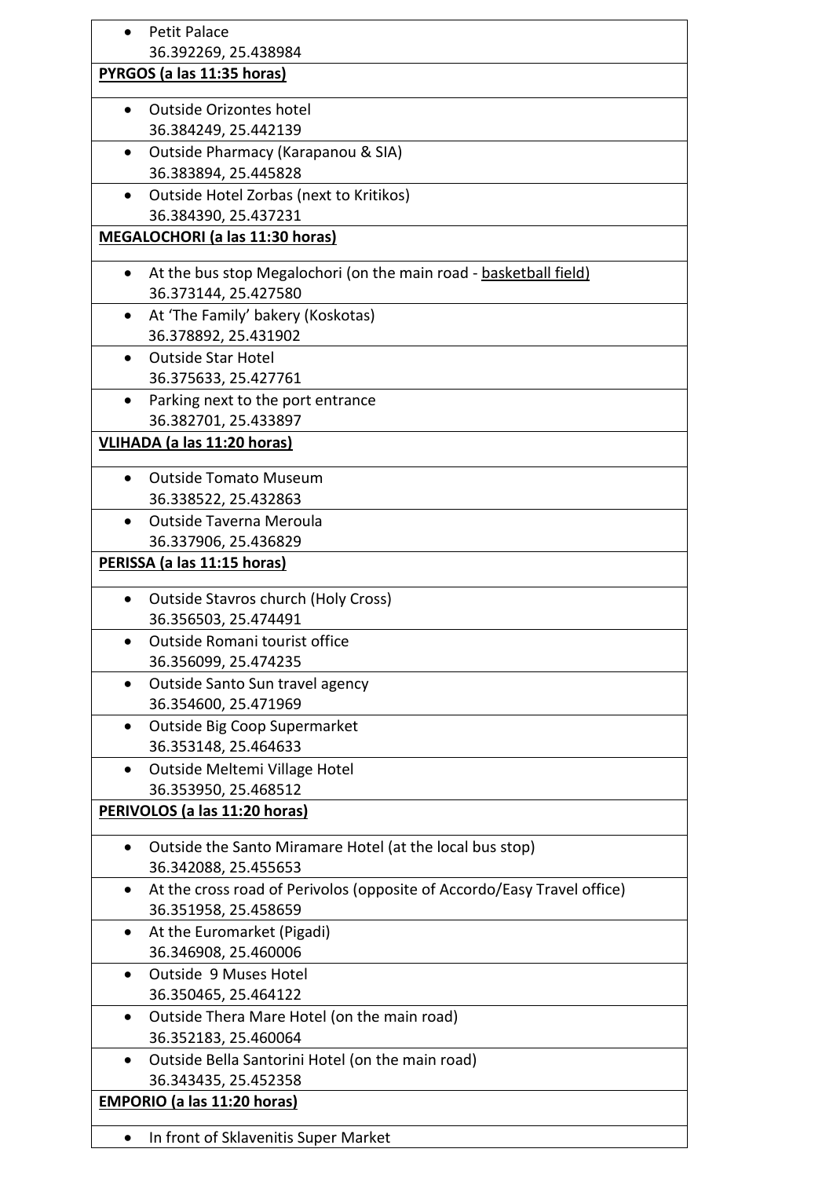- Petit Palace
  36.392269, 25.438984

**<u>PYRGOS (a las 11:35 horas)</u>**

- Outside Orizontes hotel
  36.384249, 25.442139
- Outside Pharmacy (Karapanou & SIA)
  36.383894, 25.445828
- Outside Hotel Zorbas (next to Kritikos)
  36.384390, 25.437231

**<u>MEGALOCHORI (a las 11:30 horas)</u>**

- At the bus stop Megalochori (on the main road - <u>basketball field)</u>
  36.373144, 25.427580
- At 'The Family' bakery (Koskotas)
  36.378892, 25.431902
- Outside Star Hotel
  36.375633, 25.427761
- Parking next to the port entrance
  36.382701, 25.433897

**<u>VLIHADA (a las 11:20 horas)</u>**

- Outside Tomato Museum
  36.338522, 25.432863
- Outside Taverna Meroula
  36.337906, 25.436829

**<u>PERISSA (a las 11:15 horas)</u>**

- Outside Stavros church (Holy Cross)
  36.356503, 25.474491
- Outside Romani tourist office
  36.356099, 25.474235
- Outside Santo Sun travel agency
  36.354600, 25.471969
- Outside Big Coop Supermarket
  36.353148, 25.464633
- Outside Meltemi Village Hotel
  36.353950, 25.468512

**<u>PERIVOLOS (a las 11:20 horas)</u>**

- Outside the Santo Miramare Hotel (at the local bus stop)
  36.342088, 25.455653
- At the cross road of Perivolos (opposite of Accordo/Easy Travel office)
  36.351958, 25.458659
- At the Euromarket (Pigadi)
  36.346908, 25.460006
- Outside 9 Muses Hotel
  36.350465, 25.464122
- Outside Thera Mare Hotel (on the main road)
  36.352183, 25.460064
- Outside Bella Santorini Hotel (on the main road)
  36.343435, 25.452358

**<u>EMPORIO (a las 11:20 horas)</u>**

- In front of Sklavenitis Super Market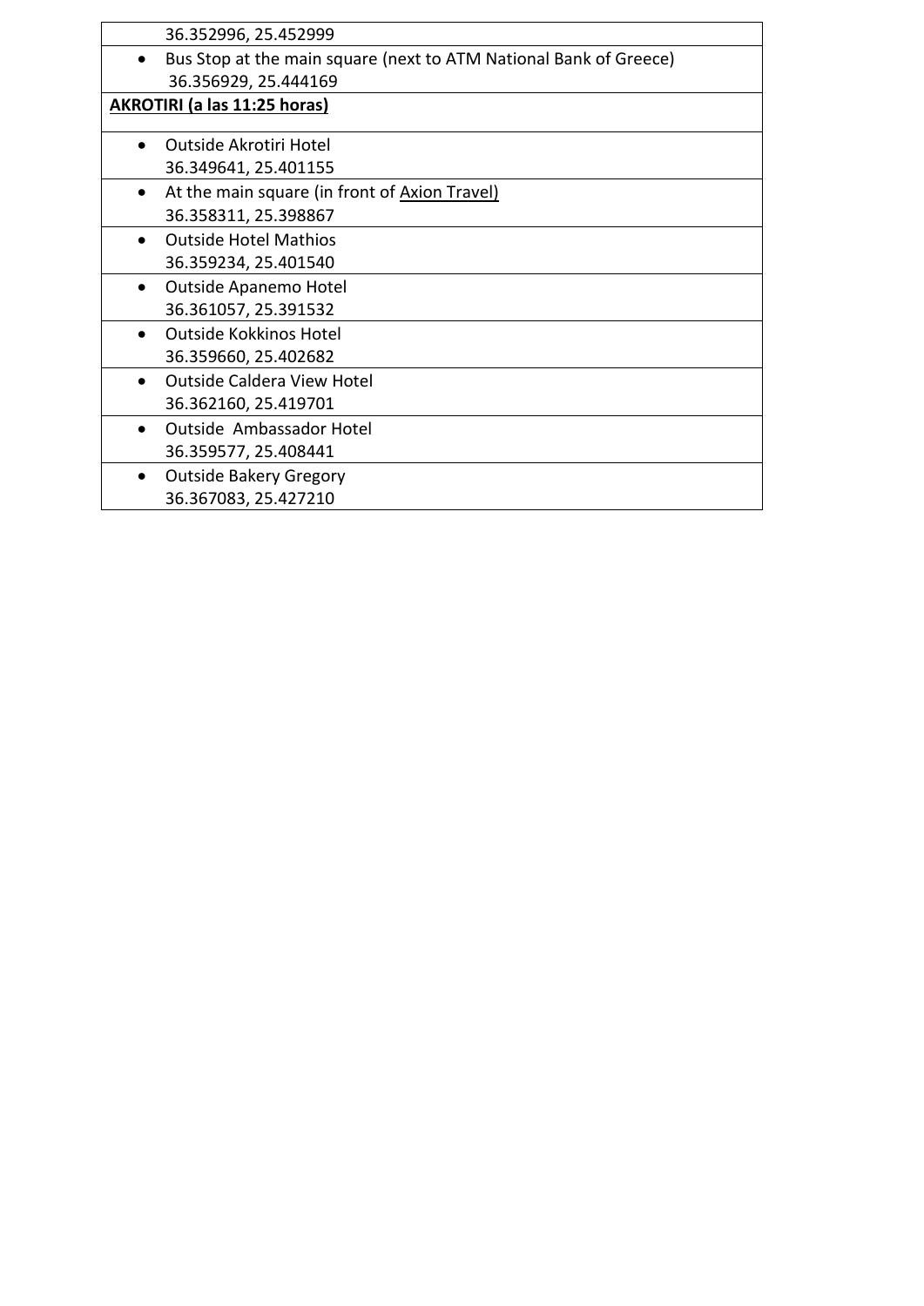| |
|---|
| 36.352996, 25.452999 |
| • Bus Stop at the main square (next to ATM National Bank of Greece)<br>36.356929, 25.444169 |
| **AKROTIRI (a las 11:25 horas)** |
| • Outside Akrotiri Hotel<br>36.349641, 25.401155 |
| • At the main square (in front of Axion Travel)<br>36.358311, 25.398867 |
| • Outside Hotel Mathios<br>36.359234, 25.401540 |
| • Outside Apanemo Hotel<br>36.361057, 25.391532 |
| • Outside Kokkinos Hotel<br>36.359660, 25.402682 |
| • Outside Caldera View Hotel<br>36.362160, 25.419701 |
| • Outside Ambassador Hotel<br>36.359577, 25.408441 |
| • Outside Bakery Gregory<br>36.367083, 25.427210 |